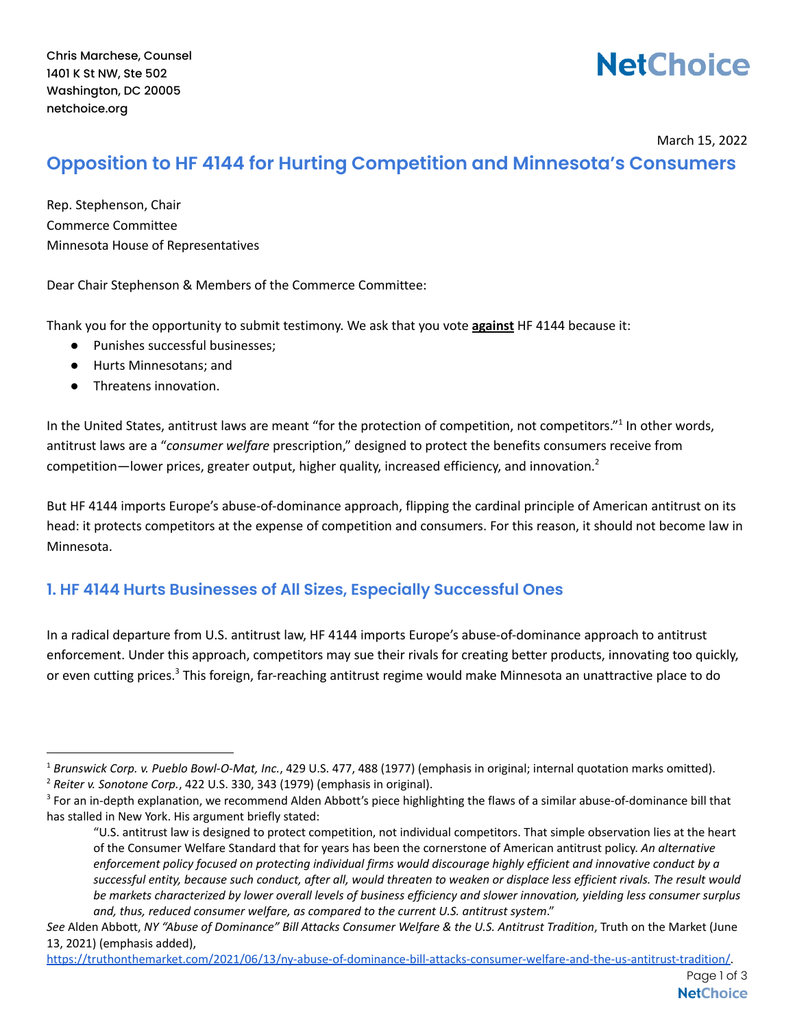Chris Marchese, Counsel
1401 K St NW, Ste 502
Washington, DC 20005
netchoice.org

**NetChoice**

March 15, 2022

# Opposition to HF 4144 for Hurting Competition and Minnesota's Consumers

Rep. Stephenson, Chair
Commerce Committee
Minnesota House of Representatives

Dear Chair Stephenson & Members of the Commerce Committee:

Thank you for the opportunity to submit testimony. We ask that you vote **against** HF 4144 because it:

- Punishes successful businesses;
- Hurts Minnesotans; and
- Threatens innovation.

In the United States, antitrust laws are meant "for the protection of competition, not competitors."[1] In other words, antitrust laws are a "*consumer welfare* prescription," designed to protect the benefits consumers receive from competition—lower prices, greater output, higher quality, increased efficiency, and innovation.[2]

But HF 4144 imports Europe's abuse-of-dominance approach, flipping the cardinal principle of American antitrust on its head: it protects competitors at the expense of competition and consumers. For this reason, it should not become law in Minnesota.

## 1. HF 4144 Hurts Businesses of All Sizes, Especially Successful Ones

In a radical departure from U.S. antitrust law, HF 4144 imports Europe's abuse-of-dominance approach to antitrust enforcement. Under this approach, competitors may sue their rivals for creating better products, innovating too quickly, or even cutting prices.[3] This foreign, far-reaching antitrust regime would make Minnesota an unattractive place to do

---

[1] *Brunswick Corp. v. Pueblo Bowl-O-Mat, Inc.*, 429 U.S. 477, 488 (1977) (emphasis in original; internal quotation marks omitted).

[2] *Reiter v. Sonotone Corp.*, 422 U.S. 330, 343 (1979) (emphasis in original).

[3] For an in-depth explanation, we recommend Alden Abbott's piece highlighting the flaws of a similar abuse-of-dominance bill that has stalled in New York. His argument briefly stated:

> "U.S. antitrust law is designed to protect competition, not individual competitors. That simple observation lies at the heart of the Consumer Welfare Standard that for years has been the cornerstone of American antitrust policy. *An alternative enforcement policy focused on protecting individual firms would discourage highly efficient and innovative conduct by a successful entity, because such conduct, after all, would threaten to weaken or displace less efficient rivals. The result would be markets characterized by lower overall levels of business efficiency and slower innovation, yielding less consumer surplus and, thus, reduced consumer welfare, as compared to the current U.S. antitrust system*."

*See* Alden Abbott, *NY "Abuse of Dominance" Bill Attacks Consumer Welfare & the U.S. Antitrust Tradition*, Truth on the Market (June 13, 2021) (emphasis added), https://truthonthemarket.com/2021/06/13/ny-abuse-of-dominance-bill-attacks-consumer-welfare-and-the-us-antitrust-tradition/.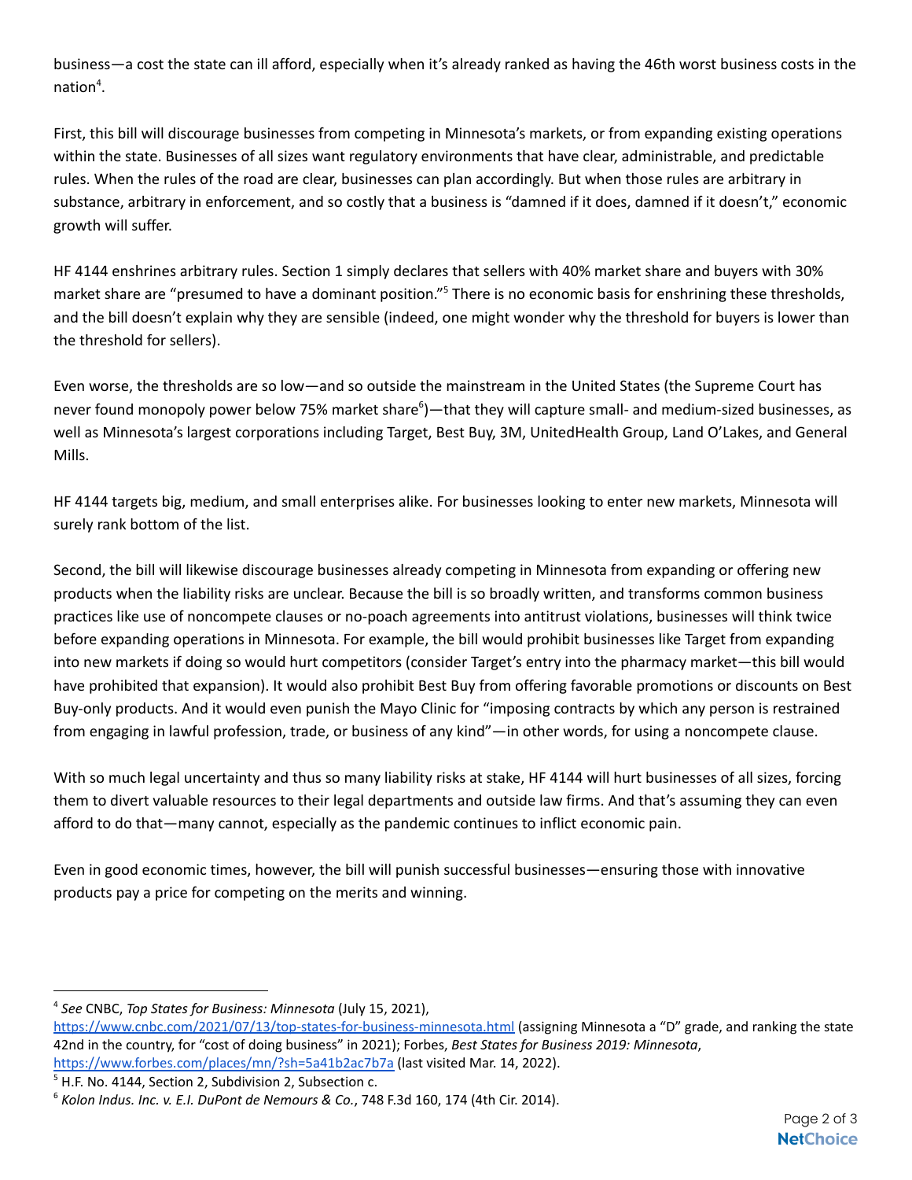business—a cost the state can ill afford, especially when it's already ranked as having the 46th worst business costs in the nation[4].

First, this bill will discourage businesses from competing in Minnesota's markets, or from expanding existing operations within the state. Businesses of all sizes want regulatory environments that have clear, administrable, and predictable rules. When the rules of the road are clear, businesses can plan accordingly. But when those rules are arbitrary in substance, arbitrary in enforcement, and so costly that a business is "damned if it does, damned if it doesn't," economic growth will suffer.

HF 4144 enshrines arbitrary rules. Section 1 simply declares that sellers with 40% market share and buyers with 30% market share are "presumed to have a dominant position."[5] There is no economic basis for enshrining these thresholds, and the bill doesn't explain why they are sensible (indeed, one might wonder why the threshold for buyers is lower than the threshold for sellers).

Even worse, the thresholds are so low—and so outside the mainstream in the United States (the Supreme Court has never found monopoly power below 75% market share[6])—that they will capture small- and medium-sized businesses, as well as Minnesota's largest corporations including Target, Best Buy, 3M, UnitedHealth Group, Land O'Lakes, and General Mills.

HF 4144 targets big, medium, and small enterprises alike. For businesses looking to enter new markets, Minnesota will surely rank bottom of the list.

Second, the bill will likewise discourage businesses already competing in Minnesota from expanding or offering new products when the liability risks are unclear. Because the bill is so broadly written, and transforms common business practices like use of noncompete clauses or no-poach agreements into antitrust violations, businesses will think twice before expanding operations in Minnesota. For example, the bill would prohibit businesses like Target from expanding into new markets if doing so would hurt competitors (consider Target's entry into the pharmacy market—this bill would have prohibited that expansion). It would also prohibit Best Buy from offering favorable promotions or discounts on Best Buy-only products. And it would even punish the Mayo Clinic for "imposing contracts by which any person is restrained from engaging in lawful profession, trade, or business of any kind"—in other words, for using a noncompete clause.

With so much legal uncertainty and thus so many liability risks at stake, HF 4144 will hurt businesses of all sizes, forcing them to divert valuable resources to their legal departments and outside law firms. And that's assuming they can even afford to do that—many cannot, especially as the pandemic continues to inflict economic pain.

Even in good economic times, however, the bill will punish successful businesses—ensuring those with innovative products pay a price for competing on the merits and winning.

---

[4] *See* CNBC, *Top States for Business: Minnesota* (July 15, 2021), https://www.cnbc.com/2021/07/13/top-states-for-business-minnesota.html (assigning Minnesota a "D" grade, and ranking the state 42nd in the country, for "cost of doing business" in 2021); Forbes, *Best States for Business 2019: Minnesota*, https://www.forbes.com/places/mn/?sh=5a41b2ac7b7a (last visited Mar. 14, 2022).

[5] H.F. No. 4144, Section 2, Subdivision 2, Subsection c.

[6] *Kolon Indus. Inc. v. E.I. DuPont de Nemours & Co.*, 748 F.3d 160, 174 (4th Cir. 2014).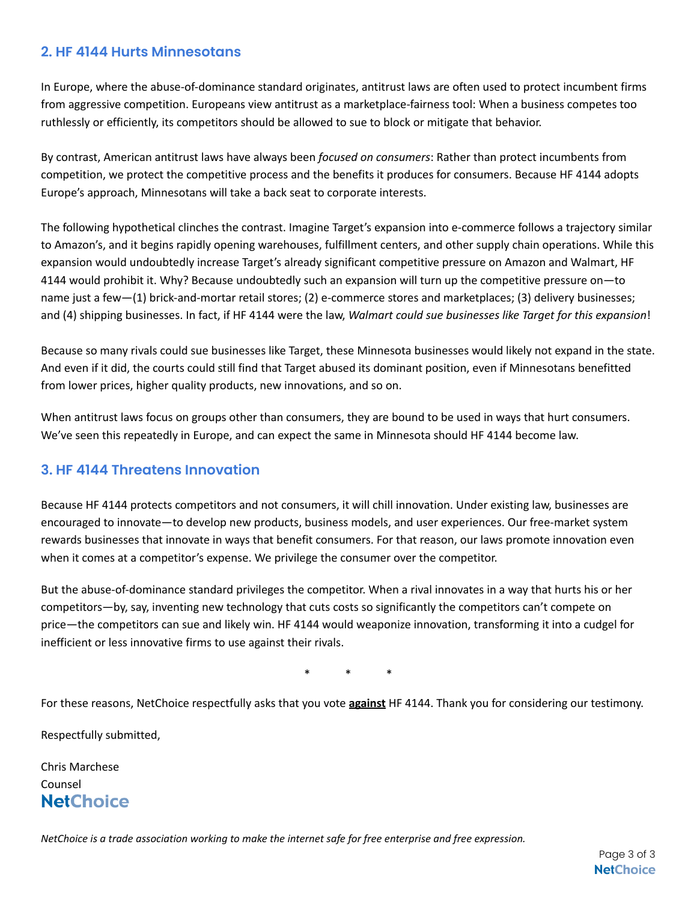## 2. HF 4144 Hurts Minnesotans

In Europe, where the abuse-of-dominance standard originates, antitrust laws are often used to protect incumbent firms from aggressive competition. Europeans view antitrust as a marketplace-fairness tool: When a business competes too ruthlessly or efficiently, its competitors should be allowed to sue to block or mitigate that behavior.

By contrast, American antitrust laws have always been *focused on consumers*: Rather than protect incumbents from competition, we protect the competitive process and the benefits it produces for consumers. Because HF 4144 adopts Europe's approach, Minnesotans will take a back seat to corporate interests.

The following hypothetical clinches the contrast. Imagine Target's expansion into e-commerce follows a trajectory similar to Amazon's, and it begins rapidly opening warehouses, fulfillment centers, and other supply chain operations. While this expansion would undoubtedly increase Target's already significant competitive pressure on Amazon and Walmart, HF 4144 would prohibit it. Why? Because undoubtedly such an expansion will turn up the competitive pressure on—to name just a few—(1) brick-and-mortar retail stores; (2) e-commerce stores and marketplaces; (3) delivery businesses; and (4) shipping businesses. In fact, if HF 4144 were the law, *Walmart could sue businesses like Target for this expansion*!

Because so many rivals could sue businesses like Target, these Minnesota businesses would likely not expand in the state. And even if it did, the courts could still find that Target abused its dominant position, even if Minnesotans benefitted from lower prices, higher quality products, new innovations, and so on.

When antitrust laws focus on groups other than consumers, they are bound to be used in ways that hurt consumers. We've seen this repeatedly in Europe, and can expect the same in Minnesota should HF 4144 become law.

## 3. HF 4144 Threatens Innovation

Because HF 4144 protects competitors and not consumers, it will chill innovation. Under existing law, businesses are encouraged to innovate—to develop new products, business models, and user experiences. Our free-market system rewards businesses that innovate in ways that benefit consumers. For that reason, our laws promote innovation even when it comes at a competitor's expense. We privilege the consumer over the competitor.

But the abuse-of-dominance standard privileges the competitor. When a rival innovates in a way that hurts his or her competitors—by, say, inventing new technology that cuts costs so significantly the competitors can't compete on price—the competitors can sue and likely win. HF 4144 would weaponize innovation, transforming it into a cudgel for inefficient or less innovative firms to use against their rivals.

\* \* \*

For these reasons, NetChoice respectfully asks that you vote **against** HF 4144. Thank you for considering our testimony.

Respectfully submitted,

Chris Marchese
Counsel
NetChoice

*NetChoice is a trade association working to make the internet safe for free enterprise and free expression.*